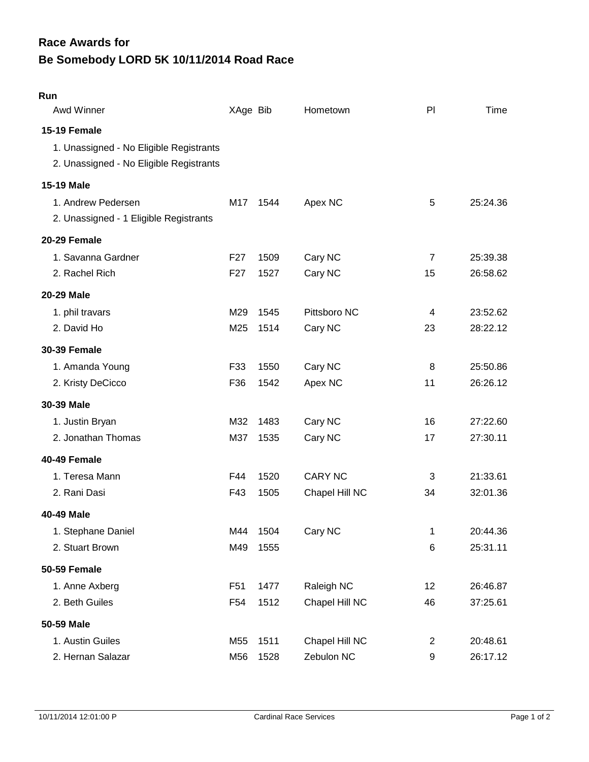# Race Awards for
# Be Somebody LORD 5K 10/11/2014 Road Race

**Run**

| Awd Winner | XAge | Bib | Hometown | Pl | Time |
|---|---|---|---|---|---|
| **15-19 Female** | | | | | |
| 1. Unassigned - No Eligible Registrants | | | | | |
| 2. Unassigned - No Eligible Registrants | | | | | |
| **15-19 Male** | | | | | |
| 1. Andrew Pedersen | M17 | 1544 | Apex NC | 5 | 25:24.36 |
| 2. Unassigned - 1 Eligible Registrants | | | | | |
| **20-29 Female** | | | | | |
| 1. Savanna Gardner | F27 | 1509 | Cary NC | 7 | 25:39.38 |
| 2. Rachel Rich | F27 | 1527 | Cary NC | 15 | 26:58.62 |
| **20-29 Male** | | | | | |
| 1. phil travars | M29 | 1545 | Pittsboro NC | 4 | 23:52.62 |
| 2. David Ho | M25 | 1514 | Cary NC | 23 | 28:22.12 |
| **30-39 Female** | | | | | |
| 1. Amanda Young | F33 | 1550 | Cary NC | 8 | 25:50.86 |
| 2. Kristy DeCicco | F36 | 1542 | Apex NC | 11 | 26:26.12 |
| **30-39 Male** | | | | | |
| 1. Justin Bryan | M32 | 1483 | Cary NC | 16 | 27:22.60 |
| 2. Jonathan Thomas | M37 | 1535 | Cary NC | 17 | 27:30.11 |
| **40-49 Female** | | | | | |
| 1. Teresa Mann | F44 | 1520 | CARY NC | 3 | 21:33.61 |
| 2. Rani Dasi | F43 | 1505 | Chapel Hill NC | 34 | 32:01.36 |
| **40-49 Male** | | | | | |
| 1. Stephane Daniel | M44 | 1504 | Cary NC | 1 | 20:44.36 |
| 2. Stuart Brown | M49 | 1555 | | 6 | 25:31.11 |
| **50-59 Female** | | | | | |
| 1. Anne Axberg | F51 | 1477 | Raleigh NC | 12 | 26:46.87 |
| 2. Beth Guiles | F54 | 1512 | Chapel Hill NC | 46 | 37:25.61 |
| **50-59 Male** | | | | | |
| 1. Austin Guiles | M55 | 1511 | Chapel Hill NC | 2 | 20:48.61 |
| 2. Hernan Salazar | M56 | 1528 | Zebulon NC | 9 | 26:17.12 |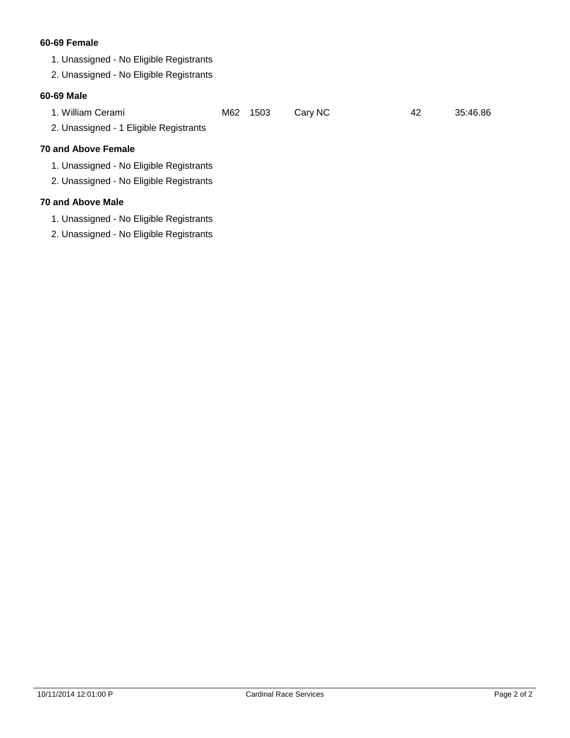**60-69 Female**

1. Unassigned - No Eligible Registrants
2. Unassigned - No Eligible Registrants

**60-69 Male**

1. William Cerami M62 1503 Cary NC 42 35:46.86
2. Unassigned - 1 Eligible Registrants

**70 and Above Female**

1. Unassigned - No Eligible Registrants
2. Unassigned - No Eligible Registrants

**70 and Above Male**

1. Unassigned - No Eligible Registrants
2. Unassigned - No Eligible Registrants